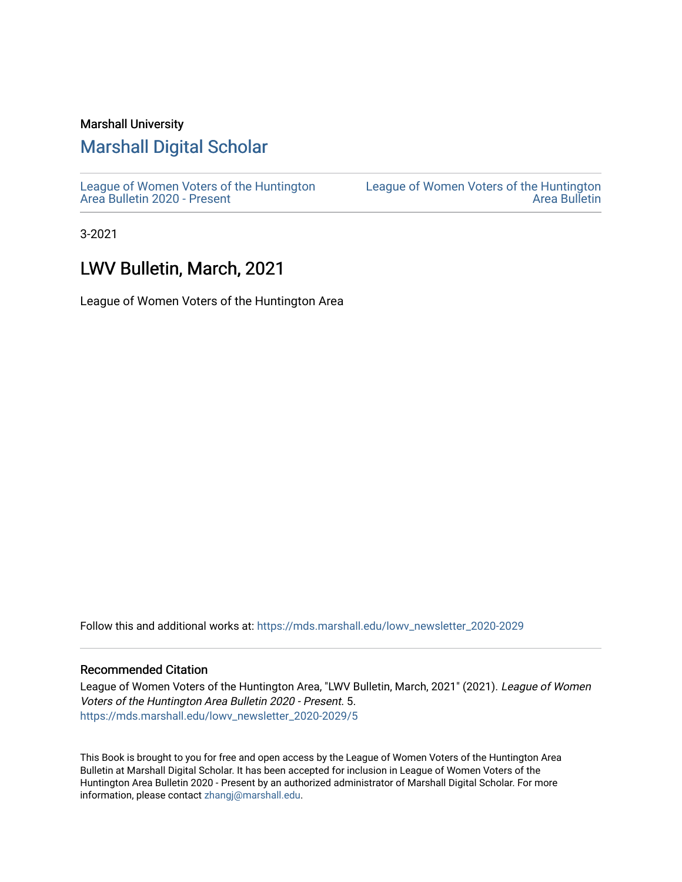Marshall University

## Marshall Digital Scholar

League of Women Voters of the Huntington Area Bulletin 2020 - Present

League of Women Voters of the Huntington Area Bulletin

3-2021

# LWV Bulletin, March, 2021

League of Women Voters of the Huntington Area

Follow this and additional works at: https://mds.marshall.edu/lowv_newsletter_2020-2029

### Recommended Citation

League of Women Voters of the Huntington Area, "LWV Bulletin, March, 2021" (2021). *League of Women Voters of the Huntington Area Bulletin 2020 - Present*. 5.
https://mds.marshall.edu/lowv_newsletter_2020-2029/5

This Book is brought to you for free and open access by the League of Women Voters of the Huntington Area Bulletin at Marshall Digital Scholar. It has been accepted for inclusion in League of Women Voters of the Huntington Area Bulletin 2020 - Present by an authorized administrator of Marshall Digital Scholar. For more information, please contact zhangj@marshall.edu.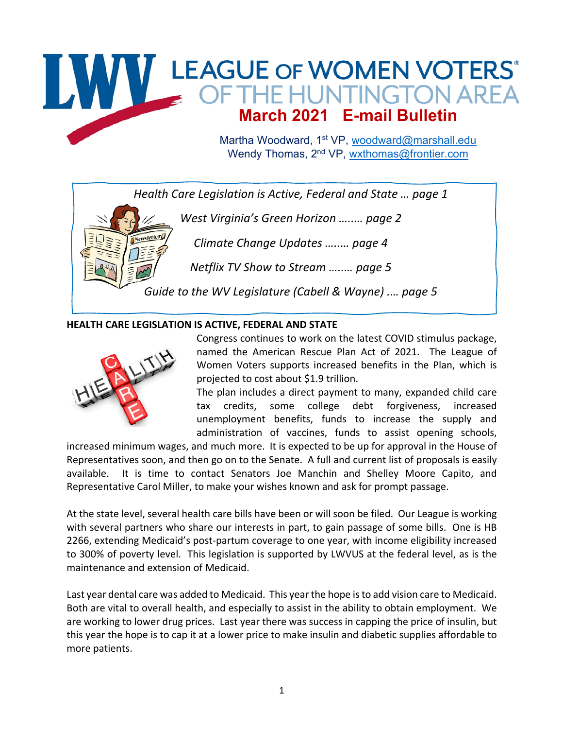# LEAGUE OF WOMEN VOTERS OF THE HUNTINGTON AREA

## March 2021 E-mail Bulletin

Martha Woodward, 1st VP, woodward@marshall.edu
Wendy Thomas, 2nd VP, wxthomas@frontier.com

*Health Care Legislation is Active, Federal and State … page 1*

*West Virginia's Green Horizon …….. page 2*

*Climate Change Updates …….. page 4*

*Netflix TV Show to Stream …….. page 5*

*Guide to the WV Legislature (Cabell & Wayne) …. page 5*

**HEALTH CARE LEGISLATION IS ACTIVE, FEDERAL AND STATE**

Congress continues to work on the latest COVID stimulus package, named the American Rescue Plan Act of 2021. The League of Women Voters supports increased benefits in the Plan, which is projected to cost about $1.9 trillion.

The plan includes a direct payment to many, expanded child care tax credits, some college debt forgiveness, increased unemployment benefits, funds to increase the supply and administration of vaccines, funds to assist opening schools, increased minimum wages, and much more. It is expected to be up for approval in the House of Representatives soon, and then go on to the Senate. A full and current list of proposals is easily available. It is time to contact Senators Joe Manchin and Shelley Moore Capito, and Representative Carol Miller, to make your wishes known and ask for prompt passage.

At the state level, several health care bills have been or will soon be filed. Our League is working with several partners who share our interests in part, to gain passage of some bills. One is HB 2266, extending Medicaid's post-partum coverage to one year, with income eligibility increased to 300% of poverty level. This legislation is supported by LWVUS at the federal level, as is the maintenance and extension of Medicaid.

Last year dental care was added to Medicaid. This year the hope is to add vision care to Medicaid. Both are vital to overall health, and especially to assist in the ability to obtain employment. We are working to lower drug prices. Last year there was success in capping the price of insulin, but this year the hope is to cap it at a lower price to make insulin and diabetic supplies affordable to more patients.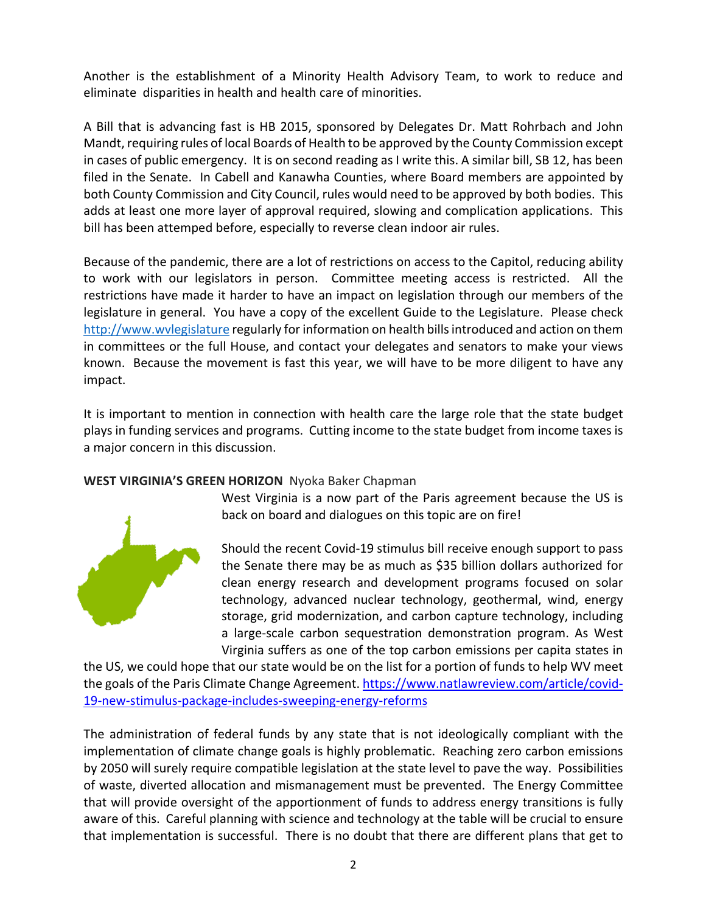Another is the establishment of a Minority Health Advisory Team, to work to reduce and eliminate disparities in health and health care of minorities.

A Bill that is advancing fast is HB 2015, sponsored by Delegates Dr. Matt Rohrbach and John Mandt, requiring rules of local Boards of Health to be approved by the County Commission except in cases of public emergency. It is on second reading as I write this. A similar bill, SB 12, has been filed in the Senate. In Cabell and Kanawha Counties, where Board members are appointed by both County Commission and City Council, rules would need to be approved by both bodies. This adds at least one more layer of approval required, slowing and complication applications. This bill has been attemped before, especially to reverse clean indoor air rules.

Because of the pandemic, there are a lot of restrictions on access to the Capitol, reducing ability to work with our legislators in person. Committee meeting access is restricted. All the restrictions have made it harder to have an impact on legislation through our members of the legislature in general. You have a copy of the excellent Guide to the Legislature. Please check http://www.wvlegislature regularly for information on health bills introduced and action on them in committees or the full House, and contact your delegates and senators to make your views known. Because the movement is fast this year, we will have to be more diligent to have any impact.

It is important to mention in connection with health care the large role that the state budget plays in funding services and programs. Cutting income to the state budget from income taxes is a major concern in this discussion.

**WEST VIRGINIA'S GREEN HORIZON** Nyoka Baker Chapman

West Virginia is a now part of the Paris agreement because the US is back on board and dialogues on this topic are on fire!

Should the recent Covid-19 stimulus bill receive enough support to pass the Senate there may be as much as $35 billion dollars authorized for clean energy research and development programs focused on solar technology, advanced nuclear technology, geothermal, wind, energy storage, grid modernization, and carbon capture technology, including a large-scale carbon sequestration demonstration program. As West Virginia suffers as one of the top carbon emissions per capita states in the US, we could hope that our state would be on the list for a portion of funds to help WV meet the goals of the Paris Climate Change Agreement. https://www.natlawreview.com/article/covid-19-new-stimulus-package-includes-sweeping-energy-reforms

The administration of federal funds by any state that is not ideologically compliant with the implementation of climate change goals is highly problematic. Reaching zero carbon emissions by 2050 will surely require compatible legislation at the state level to pave the way. Possibilities of waste, diverted allocation and mismanagement must be prevented. The Energy Committee that will provide oversight of the apportionment of funds to address energy transitions is fully aware of this. Careful planning with science and technology at the table will be crucial to ensure that implementation is successful. There is no doubt that there are different plans that get to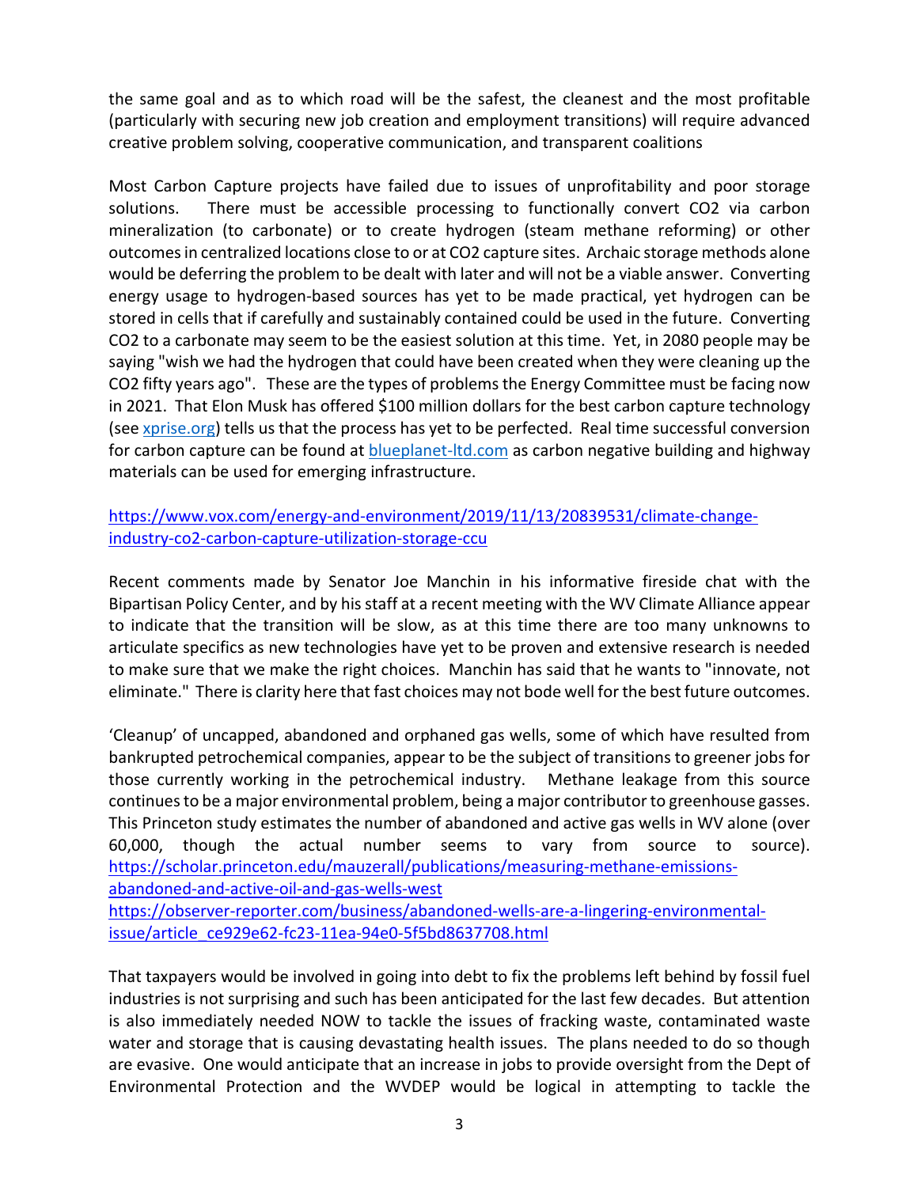the same goal and as to which road will be the safest, the cleanest and the most profitable (particularly with securing new job creation and employment transitions) will require advanced creative problem solving, cooperative communication, and transparent coalitions

Most Carbon Capture projects have failed due to issues of unprofitability and poor storage solutions. There must be accessible processing to functionally convert $CO_2$ via carbon mineralization (to carbonate) or to create hydrogen (steam methane reforming) or other outcomes in centralized locations close to or at $CO_2$ capture sites. Archaic storage methods alone would be deferring the problem to be dealt with later and will not be a viable answer. Converting energy usage to hydrogen-based sources has yet to be made practical, yet hydrogen can be stored in cells that if carefully and sustainably contained could be used in the future. Converting $CO_2$ to a carbonate may seem to be the easiest solution at this time. Yet, in 2080 people may be saying "wish we had the hydrogen that could have been created when they were cleaning up the $CO_2$ fifty years ago". These are the types of problems the Energy Committee must be facing now in 2021. That Elon Musk has offered $100 million dollars for the best carbon capture technology (see [xprise.org](xprise.org)) tells us that the process has yet to be perfected. Real time successful conversion for carbon capture can be found at [blueplanet-ltd.com](blueplanet-ltd.com) as carbon negative building and highway materials can be used for emerging infrastructure.

https://www.vox.com/energy-and-environment/2019/11/13/20839531/climate-change-industry-co2-carbon-capture-utilization-storage-ccu

Recent comments made by Senator Joe Manchin in his informative fireside chat with the Bipartisan Policy Center, and by his staff at a recent meeting with the WV Climate Alliance appear to indicate that the transition will be slow, as at this time there are too many unknowns to articulate specifics as new technologies have yet to be proven and extensive research is needed to make sure that we make the right choices. Manchin has said that he wants to "innovate, not eliminate." There is clarity here that fast choices may not bode well for the best future outcomes.

'Cleanup' of uncapped, abandoned and orphaned gas wells, some of which have resulted from bankrupted petrochemical companies, appear to be the subject of transitions to greener jobs for those currently working in the petrochemical industry. Methane leakage from this source continues to be a major environmental problem, being a major contributor to greenhouse gasses. This Princeton study estimates the number of abandoned and active gas wells in WV alone (over 60,000, though the actual number seems to vary from source to source). https://scholar.princeton.edu/mauzerall/publications/measuring-methane-emissions-abandoned-and-active-oil-and-gas-wells-west
https://observer-reporter.com/business/abandoned-wells-are-a-lingering-environmental-issue/article_ce929e62-fc23-11ea-94e0-5f5bd8637708.html

That taxpayers would be involved in going into debt to fix the problems left behind by fossil fuel industries is not surprising and such has been anticipated for the last few decades. But attention is also immediately needed NOW to tackle the issues of fracking waste, contaminated waste water and storage that is causing devastating health issues. The plans needed to do so though are evasive. One would anticipate that an increase in jobs to provide oversight from the Dept of Environmental Protection and the WVDEP would be logical in attempting to tackle the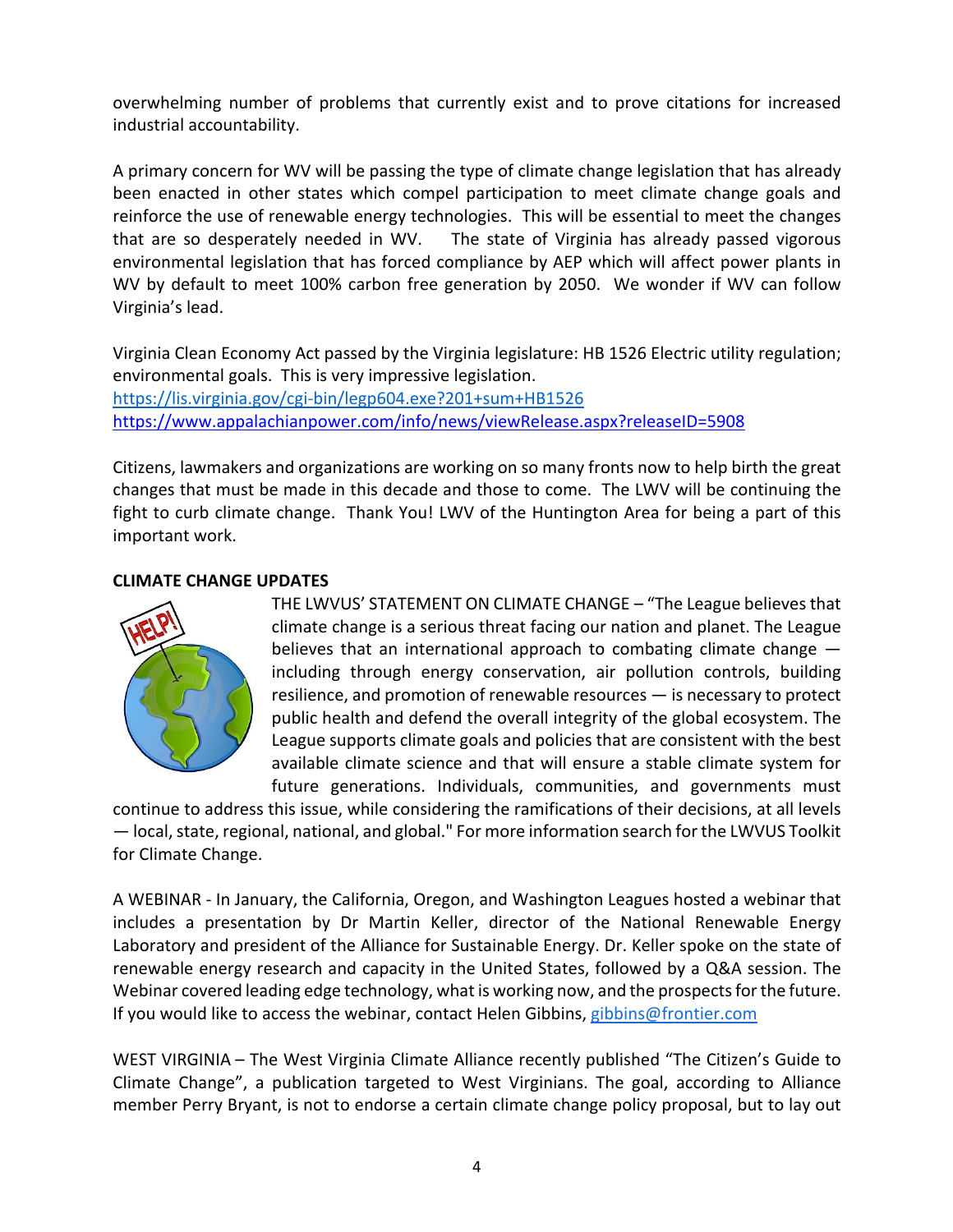overwhelming number of problems that currently exist and to prove citations for increased industrial accountability.

A primary concern for WV will be passing the type of climate change legislation that has already been enacted in other states which compel participation to meet climate change goals and reinforce the use of renewable energy technologies. This will be essential to meet the changes that are so desperately needed in WV. The state of Virginia has already passed vigorous environmental legislation that has forced compliance by AEP which will affect power plants in WV by default to meet 100% carbon free generation by 2050. We wonder if WV can follow Virginia's lead.

Virginia Clean Economy Act passed by the Virginia legislature: HB 1526 Electric utility regulation; environmental goals. This is very impressive legislation.
https://lis.virginia.gov/cgi-bin/legp604.exe?201+sum+HB1526
https://www.appalachianpower.com/info/news/viewRelease.aspx?releaseID=5908

Citizens, lawmakers and organizations are working on so many fronts now to help birth the great changes that must be made in this decade and those to come. The LWV will be continuing the fight to curb climate change. Thank You! LWV of the Huntington Area for being a part of this important work.

**CLIMATE CHANGE UPDATES**

THE LWVUS' STATEMENT ON CLIMATE CHANGE – "The League believes that climate change is a serious threat facing our nation and planet. The League believes that an international approach to combating climate change — including through energy conservation, air pollution controls, building resilience, and promotion of renewable resources — is necessary to protect public health and defend the overall integrity of the global ecosystem. The League supports climate goals and policies that are consistent with the best available climate science and that will ensure a stable climate system for future generations. Individuals, communities, and governments must continue to address this issue, while considering the ramifications of their decisions, at all levels — local, state, regional, national, and global." For more information search for the LWVUS Toolkit for Climate Change.

A WEBINAR - In January, the California, Oregon, and Washington Leagues hosted a webinar that includes a presentation by Dr Martin Keller, director of the National Renewable Energy Laboratory and president of the Alliance for Sustainable Energy. Dr. Keller spoke on the state of renewable energy research and capacity in the United States, followed by a Q&A session. The Webinar covered leading edge technology, what is working now, and the prospects for the future. If you would like to access the webinar, contact Helen Gibbins, gibbins@frontier.com

WEST VIRGINIA – The West Virginia Climate Alliance recently published "The Citizen's Guide to Climate Change", a publication targeted to West Virginians. The goal, according to Alliance member Perry Bryant, is not to endorse a certain climate change policy proposal, but to lay out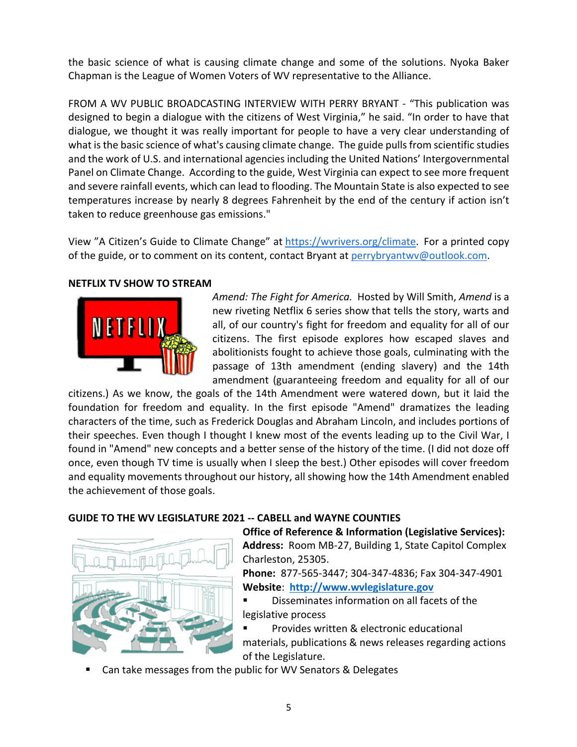the basic science of what is causing climate change and some of the solutions. Nyoka Baker Chapman is the League of Women Voters of WV representative to the Alliance.

FROM A WV PUBLIC BROADCASTING INTERVIEW WITH PERRY BRYANT - "This publication was designed to begin a dialogue with the citizens of West Virginia," he said. "In order to have that dialogue, we thought it was really important for people to have a very clear understanding of what is the basic science of what's causing climate change. The guide pulls from scientific studies and the work of U.S. and international agencies including the United Nations' Intergovernmental Panel on Climate Change. According to the guide, West Virginia can expect to see more frequent and severe rainfall events, which can lead to flooding. The Mountain State is also expected to see temperatures increase by nearly 8 degrees Fahrenheit by the end of the century if action isn't taken to reduce greenhouse gas emissions."

View "A Citizen's Guide to Climate Change" at https://wvrivers.org/climate. For a printed copy of the guide, or to comment on its content, contact Bryant at perrybryantwv@outlook.com.

**NETFLIX TV SHOW TO STREAM**

*Amend: The Fight for America.* Hosted by Will Smith, *Amend* is a new riveting Netflix 6 series show that tells the story, warts and all, of our country's fight for freedom and equality for all of our citizens. The first episode explores how escaped slaves and abolitionists fought to achieve those goals, culminating with the passage of 13th amendment (ending slavery) and the 14th amendment (guaranteeing freedom and equality for all of our citizens.) As we know, the goals of the 14th Amendment were watered down, but it laid the foundation for freedom and equality. In the first episode "Amend" dramatizes the leading characters of the time, such as Frederick Douglas and Abraham Lincoln, and includes portions of their speeches. Even though I thought I knew most of the events leading up to the Civil War, I found in "Amend" new concepts and a better sense of the history of the time. (I did not doze off once, even though TV time is usually when I sleep the best.) Other episodes will cover freedom and equality movements throughout our history, all showing how the 14th Amendment enabled the achievement of those goals.

**GUIDE TO THE WV LEGISLATURE 2021 -- CABELL and WAYNE COUNTIES**

**Office of Reference & Information (Legislative Services):**
**Address:** Room MB-27, Building 1, State Capitol Complex Charleston, 25305.
**Phone:** 877-565-3447; 304-347-4836; Fax 304-347-4901
**Website**: **http://www.wvlegislature.gov**

- Disseminates information on all facets of the legislative process
- Provides written & electronic educational materials, publications & news releases regarding actions of the Legislature.
- Can take messages from the public for WV Senators & Delegates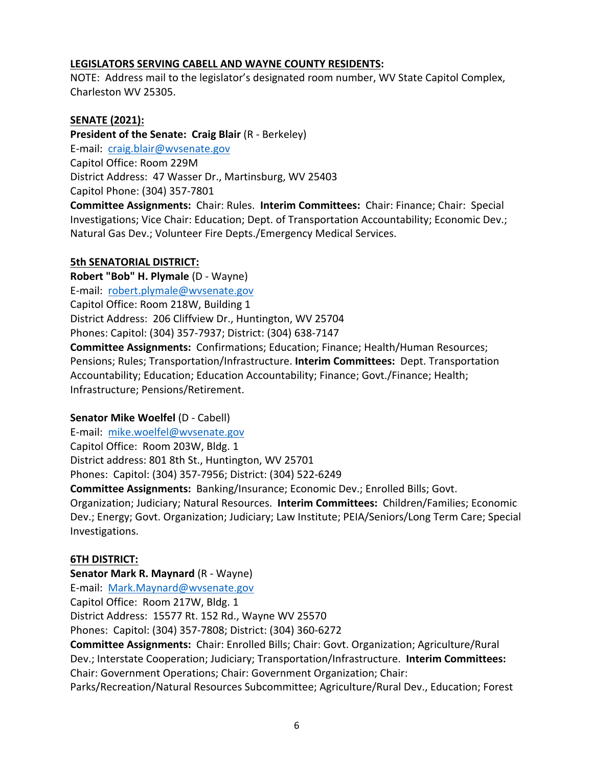**LEGISLATORS SERVING CABELL AND WAYNE COUNTY RESIDENTS:**
NOTE: Address mail to the legislator's designated room number, WV State Capitol Complex, Charleston WV 25305.

**SENATE (2021):**

**President of the Senate: Craig Blair** (R - Berkeley)
E-mail: craig.blair@wvsenate.gov
Capitol Office: Room 229M
District Address: 47 Wasser Dr., Martinsburg, WV 25403
Capitol Phone: (304) 357-7801
**Committee Assignments:** Chair: Rules. **Interim Committees:** Chair: Finance; Chair: Special Investigations; Vice Chair: Education; Dept. of Transportation Accountability; Economic Dev.; Natural Gas Dev.; Volunteer Fire Depts./Emergency Medical Services.

**5th SENATORIAL DISTRICT:**

**Robert "Bob" H. Plymale** (D - Wayne)
E-mail: robert.plymale@wvsenate.gov
Capitol Office: Room 218W, Building 1
District Address: 206 Cliffview Dr., Huntington, WV 25704
Phones: Capitol: (304) 357-7937; District: (304) 638-7147
**Committee Assignments:** Confirmations; Education; Finance; Health/Human Resources; Pensions; Rules; Transportation/Infrastructure. **Interim Committees:** Dept. Transportation Accountability; Education; Education Accountability; Finance; Govt./Finance; Health; Infrastructure; Pensions/Retirement.

**Senator Mike Woelfel** (D - Cabell)
E-mail: mike.woelfel@wvsenate.gov
Capitol Office: Room 203W, Bldg. 1
District address: 801 8th St., Huntington, WV 25701
Phones: Capitol: (304) 357-7956; District: (304) 522-6249
**Committee Assignments:** Banking/Insurance; Economic Dev.; Enrolled Bills; Govt. Organization; Judiciary; Natural Resources. **Interim Committees:** Children/Families; Economic Dev.; Energy; Govt. Organization; Judiciary; Law Institute; PEIA/Seniors/Long Term Care; Special Investigations.

**6TH DISTRICT:**

**Senator Mark R. Maynard** (R - Wayne)
E-mail: Mark.Maynard@wvsenate.gov
Capitol Office: Room 217W, Bldg. 1
District Address: 15577 Rt. 152 Rd., Wayne WV 25570
Phones: Capitol: (304) 357-7808; District: (304) 360-6272
**Committee Assignments:** Chair: Enrolled Bills; Chair: Govt. Organization; Agriculture/Rural Dev.; Interstate Cooperation; Judiciary; Transportation/Infrastructure. **Interim Committees:** Chair: Government Operations; Chair: Government Organization; Chair: Parks/Recreation/Natural Resources Subcommittee; Agriculture/Rural Dev., Education; Forest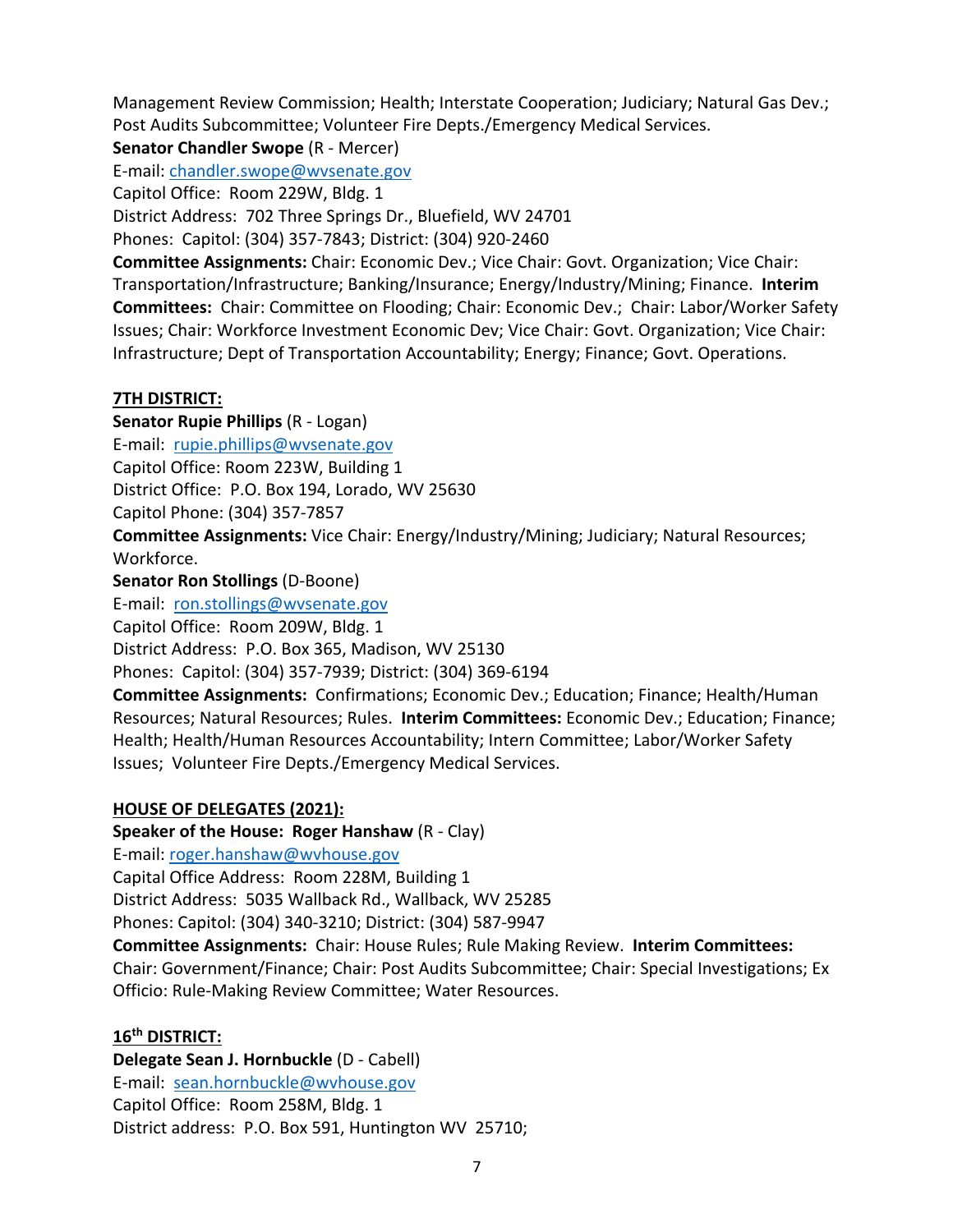Management Review Commission; Health; Interstate Cooperation; Judiciary; Natural Gas Dev.; Post Audits Subcommittee; Volunteer Fire Depts./Emergency Medical Services.

**Senator Chandler Swope** (R - Mercer)
E-mail: chandler.swope@wvsenate.gov
Capitol Office: Room 229W, Bldg. 1
District Address: 702 Three Springs Dr., Bluefield, WV 24701
Phones: Capitol: (304) 357-7843; District: (304) 920-2460
**Committee Assignments:** Chair: Economic Dev.; Vice Chair: Govt. Organization; Vice Chair: Transportation/Infrastructure; Banking/Insurance; Energy/Industry/Mining; Finance. **Interim Committees:** Chair: Committee on Flooding; Chair: Economic Dev.; Chair: Labor/Worker Safety Issues; Chair: Workforce Investment Economic Dev; Vice Chair: Govt. Organization; Vice Chair: Infrastructure; Dept of Transportation Accountability; Energy; Finance; Govt. Operations.

**7TH DISTRICT:**

**Senator Rupie Phillips** (R - Logan)
E-mail: rupie.phillips@wvsenate.gov
Capitol Office: Room 223W, Building 1
District Office: P.O. Box 194, Lorado, WV 25630
Capitol Phone: (304) 357-7857
**Committee Assignments:** Vice Chair: Energy/Industry/Mining; Judiciary; Natural Resources; Workforce.

**Senator Ron Stollings** (D-Boone)
E-mail: ron.stollings@wvsenate.gov
Capitol Office: Room 209W, Bldg. 1
District Address: P.O. Box 365, Madison, WV 25130
Phones: Capitol: (304) 357-7939; District: (304) 369-6194
**Committee Assignments:** Confirmations; Economic Dev.; Education; Finance; Health/Human Resources; Natural Resources; Rules. **Interim Committees:** Economic Dev.; Education; Finance; Health; Health/Human Resources Accountability; Intern Committee; Labor/Worker Safety Issues; Volunteer Fire Depts./Emergency Medical Services.

**HOUSE OF DELEGATES (2021):**

**Speaker of the House: Roger Hanshaw** (R - Clay)
E-mail: roger.hanshaw@wvhouse.gov
Capital Office Address: Room 228M, Building 1
District Address: 5035 Wallback Rd., Wallback, WV 25285
Phones: Capitol: (304) 340-3210; District: (304) 587-9947
**Committee Assignments:** Chair: House Rules; Rule Making Review. **Interim Committees:** Chair: Government/Finance; Chair: Post Audits Subcommittee; Chair: Special Investigations; Ex Officio: Rule-Making Review Committee; Water Resources.

**16th DISTRICT:**

**Delegate Sean J. Hornbuckle** (D - Cabell)
E-mail: sean.hornbuckle@wvhouse.gov
Capitol Office: Room 258M, Bldg. 1
District address: P.O. Box 591, Huntington WV 25710;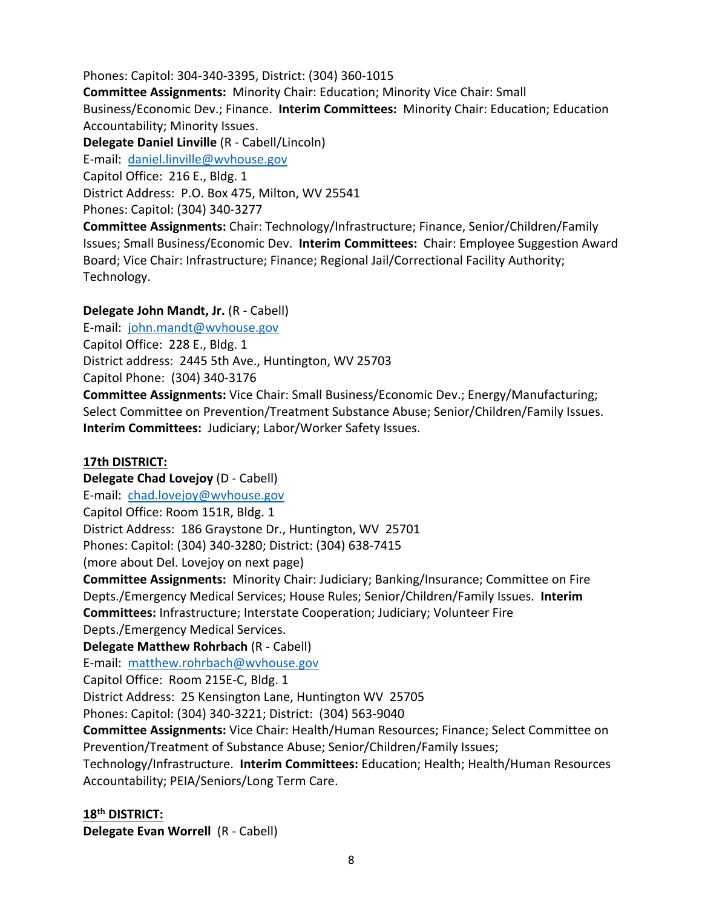Phones: Capitol: 304-340-3395, District: (304) 360-1015

**Committee Assignments:** Minority Chair: Education; Minority Vice Chair: Small Business/Economic Dev.; Finance. **Interim Committees:** Minority Chair: Education; Education Accountability; Minority Issues.

**Delegate Daniel Linville** (R - Cabell/Lincoln)
E-mail: [daniel.linville@wvhouse.gov](mailto:daniel.linville@wvhouse.gov)
Capitol Office: 216 E., Bldg. 1
District Address: P.O. Box 475, Milton, WV 25541
Phones: Capitol: (304) 340-3277

**Committee Assignments:** Chair: Technology/Infrastructure; Finance, Senior/Children/Family Issues; Small Business/Economic Dev. **Interim Committees:** Chair: Employee Suggestion Award Board; Vice Chair: Infrastructure; Finance; Regional Jail/Correctional Facility Authority; Technology.

**Delegate John Mandt, Jr.** (R - Cabell)
E-mail: [john.mandt@wvhouse.gov](mailto:john.mandt@wvhouse.gov)
Capitol Office: 228 E., Bldg. 1
District address: 2445 5th Ave., Huntington, WV 25703
Capitol Phone: (304) 340-3176

**Committee Assignments:** Vice Chair: Small Business/Economic Dev.; Energy/Manufacturing; Select Committee on Prevention/Treatment Substance Abuse; Senior/Children/Family Issues. **Interim Committees:** Judiciary; Labor/Worker Safety Issues.

## 17th DISTRICT:

**Delegate Chad Lovejoy** (D - Cabell)
E-mail: [chad.lovejoy@wvhouse.gov](mailto:chad.lovejoy@wvhouse.gov)
Capitol Office: Room 151R, Bldg. 1
District Address: 186 Graystone Dr., Huntington, WV 25701
Phones: Capitol: (304) 340-3280; District: (304) 638-7415
(more about Del. Lovejoy on next page)

**Committee Assignments:** Minority Chair: Judiciary; Banking/Insurance; Committee on Fire Depts./Emergency Medical Services; House Rules; Senior/Children/Family Issues. **Interim Committees:** Infrastructure; Interstate Cooperation; Judiciary; Volunteer Fire Depts./Emergency Medical Services.

**Delegate Matthew Rohrbach** (R - Cabell)
E-mail: [matthew.rohrbach@wvhouse.gov](mailto:matthew.rohrbach@wvhouse.gov)
Capitol Office: Room 215E-C, Bldg. 1
District Address: 25 Kensington Lane, Huntington WV 25705
Phones: Capitol: (304) 340-3221; District: (304) 563-9040

**Committee Assignments:** Vice Chair: Health/Human Resources; Finance; Select Committee on Prevention/Treatment of Substance Abuse; Senior/Children/Family Issues; Technology/Infrastructure. **Interim Committees:** Education; Health; Health/Human Resources Accountability; PEIA/Seniors/Long Term Care.

## 18th DISTRICT:

**Delegate Evan Worrell** (R - Cabell)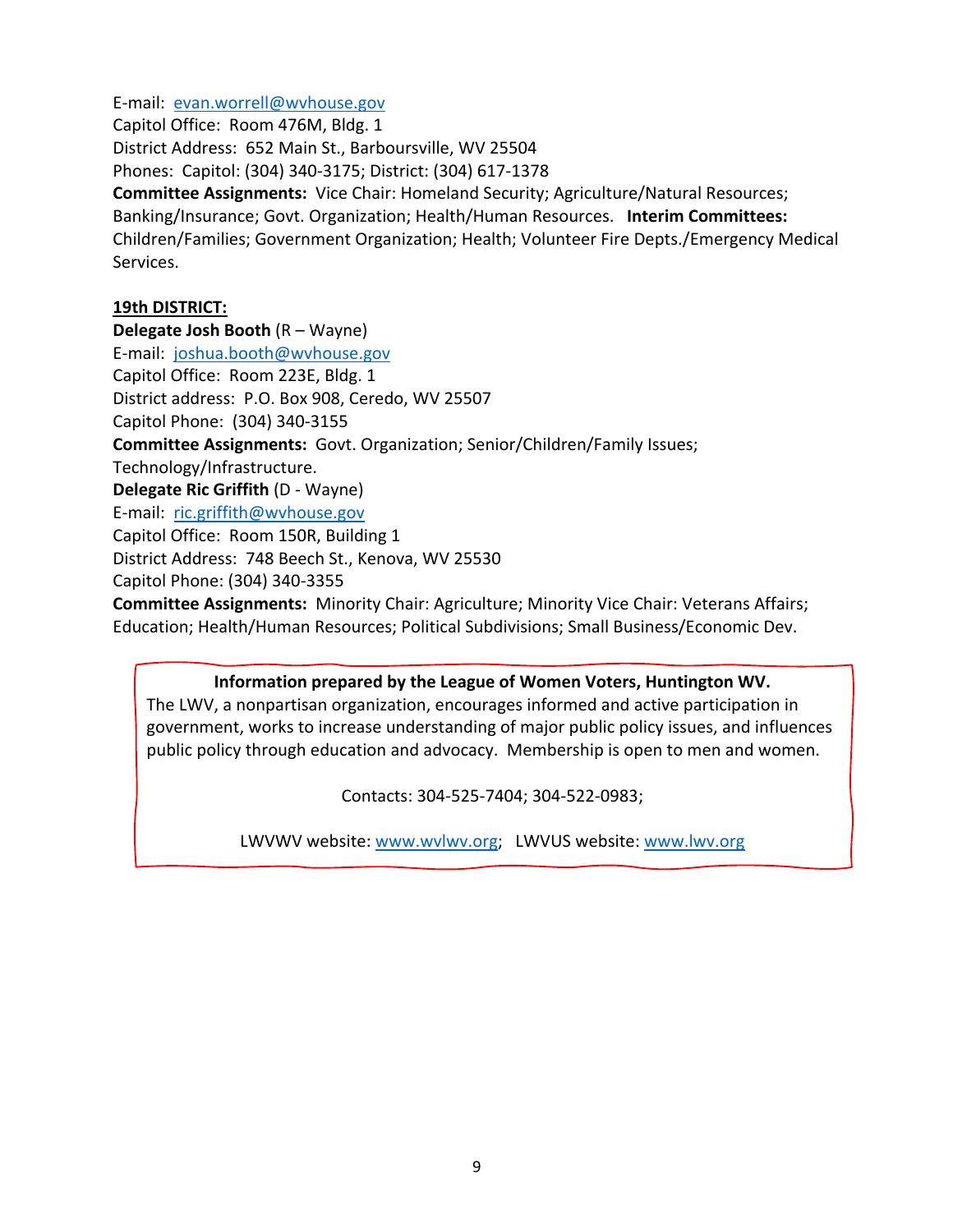E-mail: evan.worrell@wvhouse.gov
Capitol Office: Room 476M, Bldg. 1
District Address: 652 Main St., Barboursville, WV 25504
Phones: Capitol: (304) 340-3175; District: (304) 617-1378
**Committee Assignments:** Vice Chair: Homeland Security; Agriculture/Natural Resources; Banking/Insurance; Govt. Organization; Health/Human Resources. **Interim Committees:** Children/Families; Government Organization; Health; Volunteer Fire Depts./Emergency Medical Services.

**19th DISTRICT:**

**Delegate Josh Booth** (R – Wayne)
E-mail: joshua.booth@wvhouse.gov
Capitol Office: Room 223E, Bldg. 1
District address: P.O. Box 908, Ceredo, WV 25507
Capitol Phone: (304) 340-3155
**Committee Assignments:** Govt. Organization; Senior/Children/Family Issues; Technology/Infrastructure.

**Delegate Ric Griffith** (D - Wayne)
E-mail: ric.griffith@wvhouse.gov
Capitol Office: Room 150R, Building 1
District Address: 748 Beech St., Kenova, WV 25530
Capitol Phone: (304) 340-3355
**Committee Assignments:** Minority Chair: Agriculture; Minority Vice Chair: Veterans Affairs; Education; Health/Human Resources; Political Subdivisions; Small Business/Economic Dev.

**Information prepared by the League of Women Voters, Huntington WV.**
The LWV, a nonpartisan organization, encourages informed and active participation in government, works to increase understanding of major public policy issues, and influences public policy through education and advocacy. Membership is open to men and women.

Contacts: 304-525-7404; 304-522-0983;

LWVWV website: www.wvlwv.org; LWVUS website: www.lwv.org